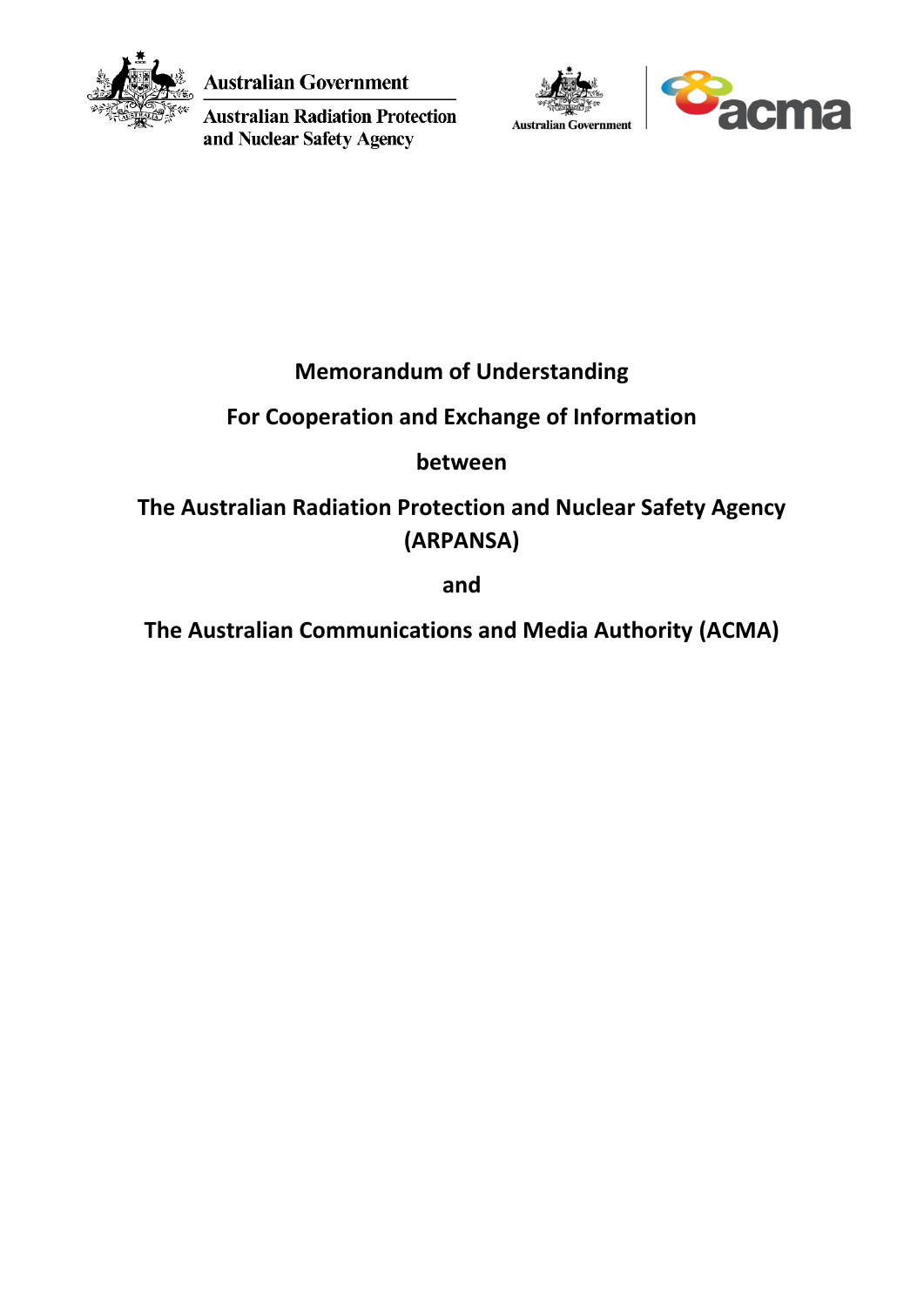Australian Government

Australian Radiation Protection and Nuclear Safety Agency

Australian Government | acma

# Memorandum of Understanding

## For Cooperation and Exchange of Information

## between

## The Australian Radiation Protection and Nuclear Safety Agency (ARPANSA)

## and

## The Australian Communications and Media Authority (ACMA)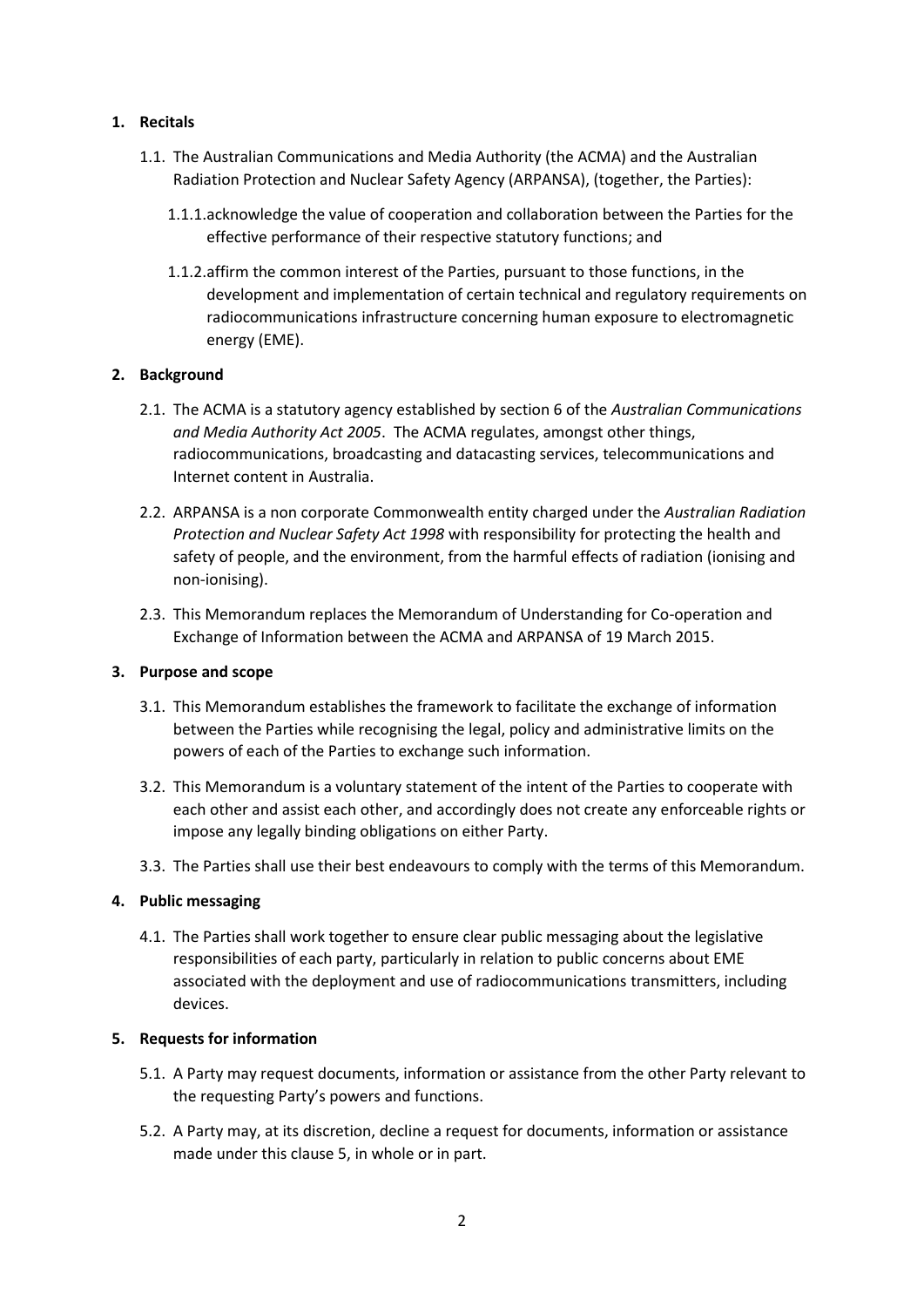## 1. Recitals

1.1. The Australian Communications and Media Authority (the ACMA) and the Australian Radiation Protection and Nuclear Safety Agency (ARPANSA), (together, the Parties):

1.1.1. acknowledge the value of cooperation and collaboration between the Parties for the effective performance of their respective statutory functions; and

1.1.2. affirm the common interest of the Parties, pursuant to those functions, in the development and implementation of certain technical and regulatory requirements on radiocommunications infrastructure concerning human exposure to electromagnetic energy (EME).

## 2. Background

2.1. The ACMA is a statutory agency established by section 6 of the *Australian Communications and Media Authority Act 2005*. The ACMA regulates, amongst other things, radiocommunications, broadcasting and datacasting services, telecommunications and Internet content in Australia.

2.2. ARPANSA is a non corporate Commonwealth entity charged under the *Australian Radiation Protection and Nuclear Safety Act 1998* with responsibility for protecting the health and safety of people, and the environment, from the harmful effects of radiation (ionising and non-ionising).

2.3. This Memorandum replaces the Memorandum of Understanding for Co-operation and Exchange of Information between the ACMA and ARPANSA of 19 March 2015.

## 3. Purpose and scope

3.1. This Memorandum establishes the framework to facilitate the exchange of information between the Parties while recognising the legal, policy and administrative limits on the powers of each of the Parties to exchange such information.

3.2. This Memorandum is a voluntary statement of the intent of the Parties to cooperate with each other and assist each other, and accordingly does not create any enforceable rights or impose any legally binding obligations on either Party.

3.3. The Parties shall use their best endeavours to comply with the terms of this Memorandum.

## 4. Public messaging

4.1. The Parties shall work together to ensure clear public messaging about the legislative responsibilities of each party, particularly in relation to public concerns about EME associated with the deployment and use of radiocommunications transmitters, including devices.

## 5. Requests for information

5.1. A Party may request documents, information or assistance from the other Party relevant to the requesting Party's powers and functions.

5.2. A Party may, at its discretion, decline a request for documents, information or assistance made under this clause 5, in whole or in part.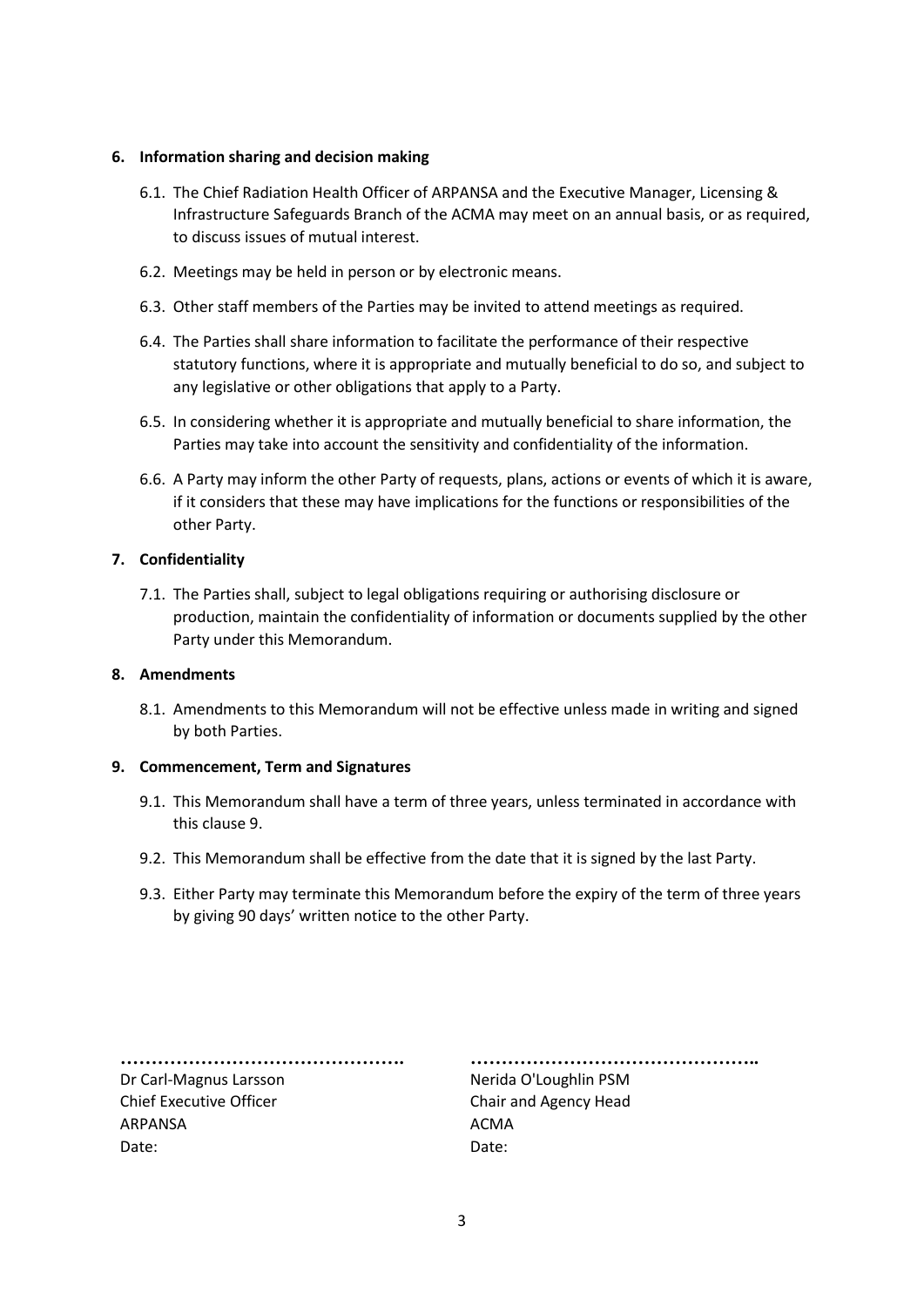**6. Information sharing and decision making**

6.1. The Chief Radiation Health Officer of ARPANSA and the Executive Manager, Licensing & Infrastructure Safeguards Branch of the ACMA may meet on an annual basis, or as required, to discuss issues of mutual interest.

6.2. Meetings may be held in person or by electronic means.

6.3. Other staff members of the Parties may be invited to attend meetings as required.

6.4. The Parties shall share information to facilitate the performance of their respective statutory functions, where it is appropriate and mutually beneficial to do so, and subject to any legislative or other obligations that apply to a Party.

6.5. In considering whether it is appropriate and mutually beneficial to share information, the Parties may take into account the sensitivity and confidentiality of the information.

6.6. A Party may inform the other Party of requests, plans, actions or events of which it is aware, if it considers that these may have implications for the functions or responsibilities of the other Party.

**7. Confidentiality**

7.1. The Parties shall, subject to legal obligations requiring or authorising disclosure or production, maintain the confidentiality of information or documents supplied by the other Party under this Memorandum.

**8. Amendments**

8.1. Amendments to this Memorandum will not be effective unless made in writing and signed by both Parties.

**9. Commencement, Term and Signatures**

9.1. This Memorandum shall have a term of three years, unless terminated in accordance with this clause 9.

9.2. This Memorandum shall be effective from the date that it is signed by the last Party.

9.3. Either Party may terminate this Memorandum before the expiry of the term of three years by giving 90 days' written notice to the other Party.

……………………………………….
Dr Carl-Magnus Larsson
Chief Executive Officer
ARPANSA
Date:

……………………………………….
Nerida O'Loughlin PSM
Chair and Agency Head
ACMA
Date: